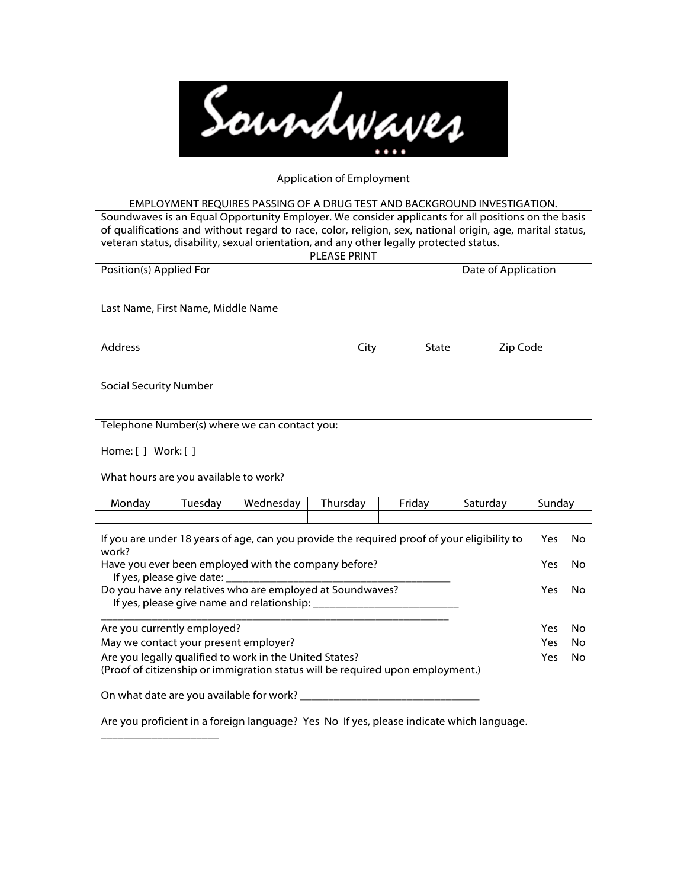# Soundwaves

Application of Employment

EMPLOYMENT REQUIRES PASSING OF A DRUG TEST AND BACKGROUND INVESTIGATION.

Soundwaves is an Equal Opportunity Employer. We consider applicants for all positions on the basis of qualifications and without regard to race, color, religion, sex, national origin, age, marital status, veteran status, disability, sexual orientation, and any other legally protected status.

PLEASE PRINT

| Position(s) Applied For | | | Date of Application |
|---|---|---|---|
| Last Name, First Name, Middle Name | | | |
| Address | City | State | Zip Code |
| Social Security Number | | | |
| Telephone Number(s) where we can contact you:<br><br>Home: [ ] Work: [ ] | | | |

What hours are you available to work?

| Monday | Tuesday | Wednesday | Thursday | Friday | Saturday | Sunday |
|---|---|---|---|---|---|---|
| | | | | | | |

If you are under 18 years of age, can you provide the required proof of your eligibility to work? Yes No

Have you ever been employed with the company before? Yes No
If yes, please give date: ________________________________________

Do you have any relatives who are employed at Soundwaves? Yes No
If yes, please give name and relationship: __________________________
_________________________________________________________________

Are you currently employed? Yes No

May we contact your present employer? Yes No

Are you legally qualified to work in the United States? Yes No
(Proof of citizenship or immigration status will be required upon employment.)

On what date are you available for work? _________________________________

Are you proficient in a foreign language? Yes No If yes, please indicate which language.
_____________________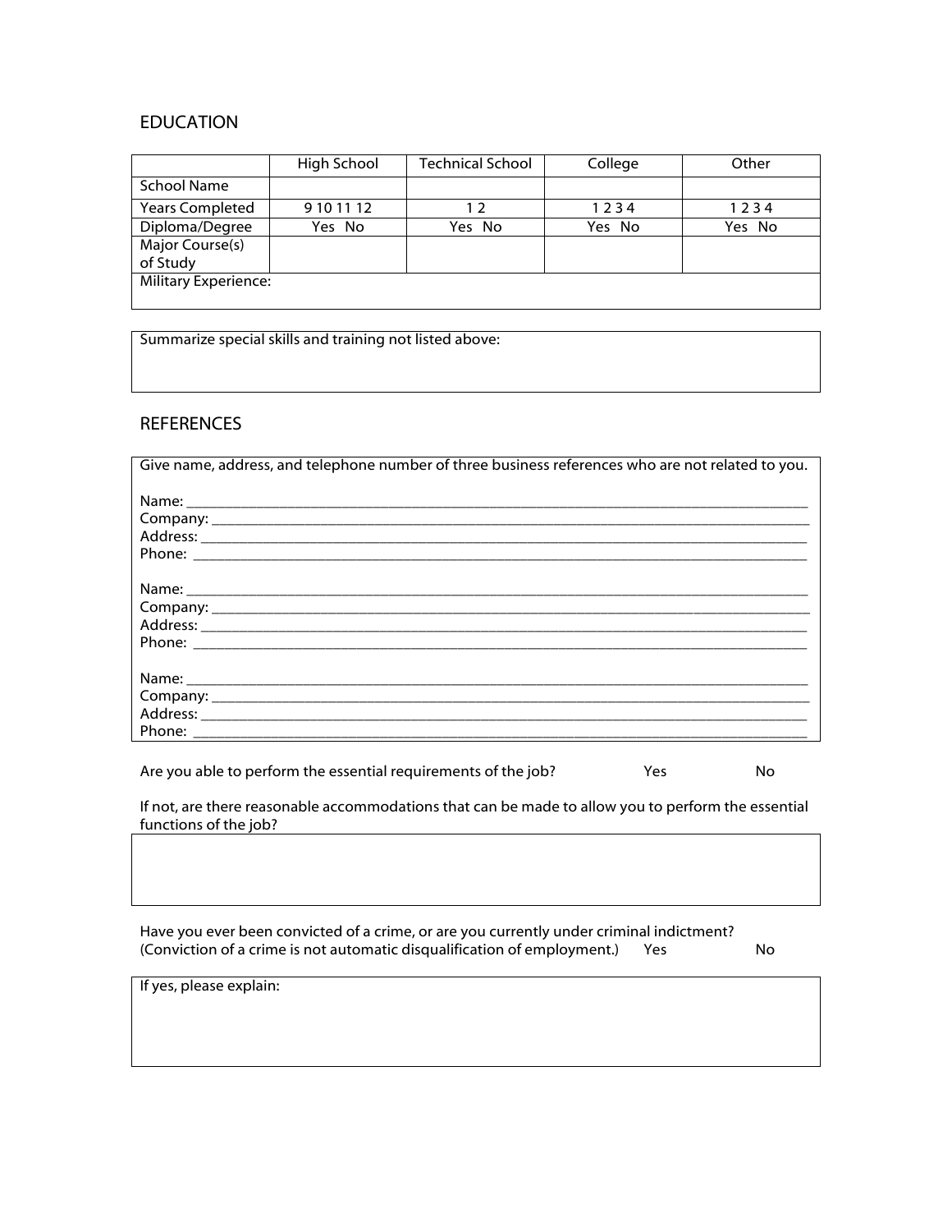## EDUCATION

| | High School | Technical School | College | Other |
|---|---|---|---|---|
| School Name | | | | |
| Years Completed | 9 10 11 12 | 1 2 | 1 2 3 4 | 1 2 3 4 |
| Diploma/Degree | Yes No | Yes No | Yes No | Yes No |
| Major Course(s) of Study | | | | |
| Military Experience: | | | | |

Summarize special skills and training not listed above:

## REFERENCES

Give name, address, and telephone number of three business references who are not related to you.

Name: ___________________________________________
Company: ___________________________________________
Address: ___________________________________________
Phone: ___________________________________________

Name: ___________________________________________
Company: ___________________________________________
Address: ___________________________________________
Phone: ___________________________________________

Name: ___________________________________________
Company: ___________________________________________
Address: ___________________________________________
Phone: ___________________________________________

Are you able to perform the essential requirements of the job? Yes No

If not, are there reasonable accommodations that can be made to allow you to perform the essential functions of the job?

Have you ever been convicted of a crime, or are you currently under criminal indictment?
(Conviction of a crime is not automatic disqualification of employment.) Yes No

If yes, please explain: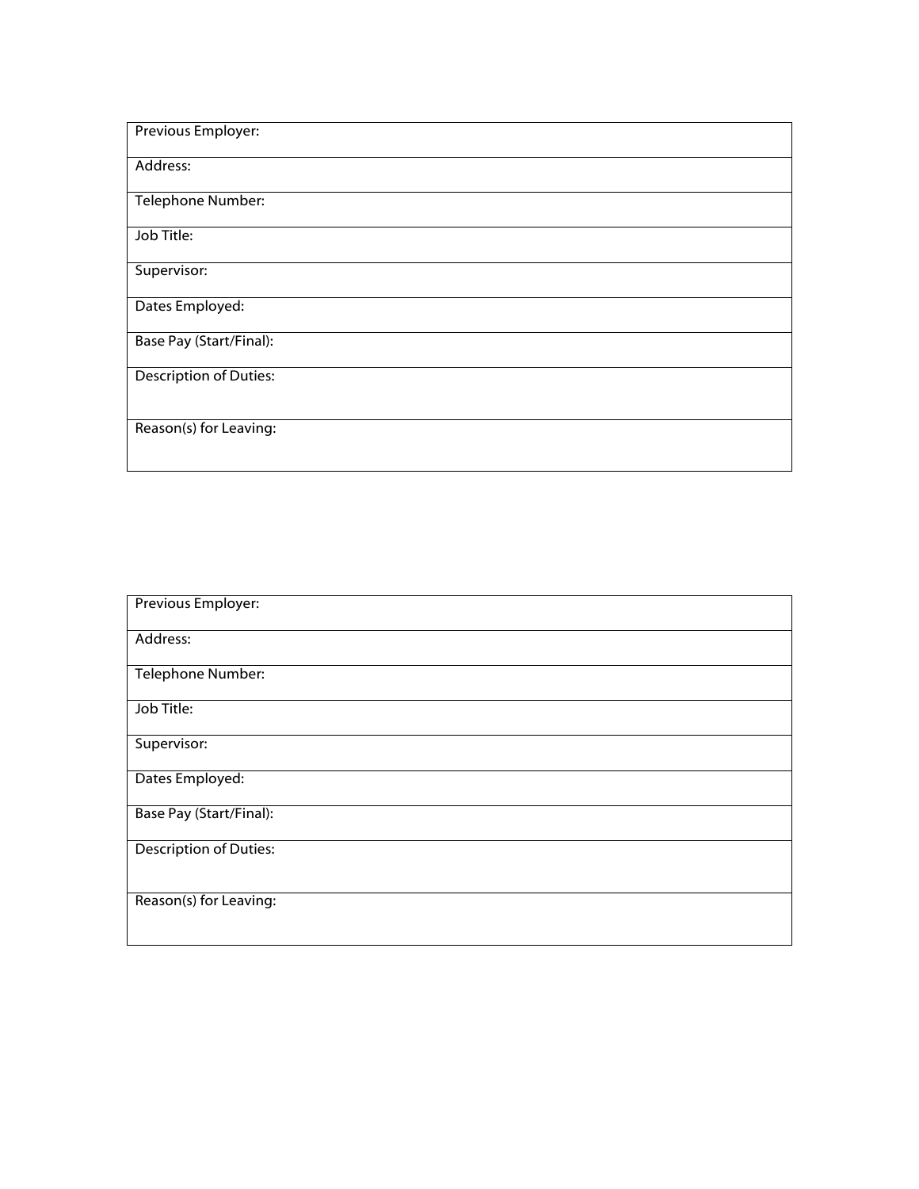| Previous Employer: |
|---|
| Address: |
| Telephone Number: |
| Job Title: |
| Supervisor: |
| Dates Employed: |
| Base Pay (Start/Final): |
| Description of Duties: |
| Reason(s) for Leaving: |

| Previous Employer: |
|---|
| Address: |
| Telephone Number: |
| Job Title: |
| Supervisor: |
| Dates Employed: |
| Base Pay (Start/Final): |
| Description of Duties: |
| Reason(s) for Leaving: |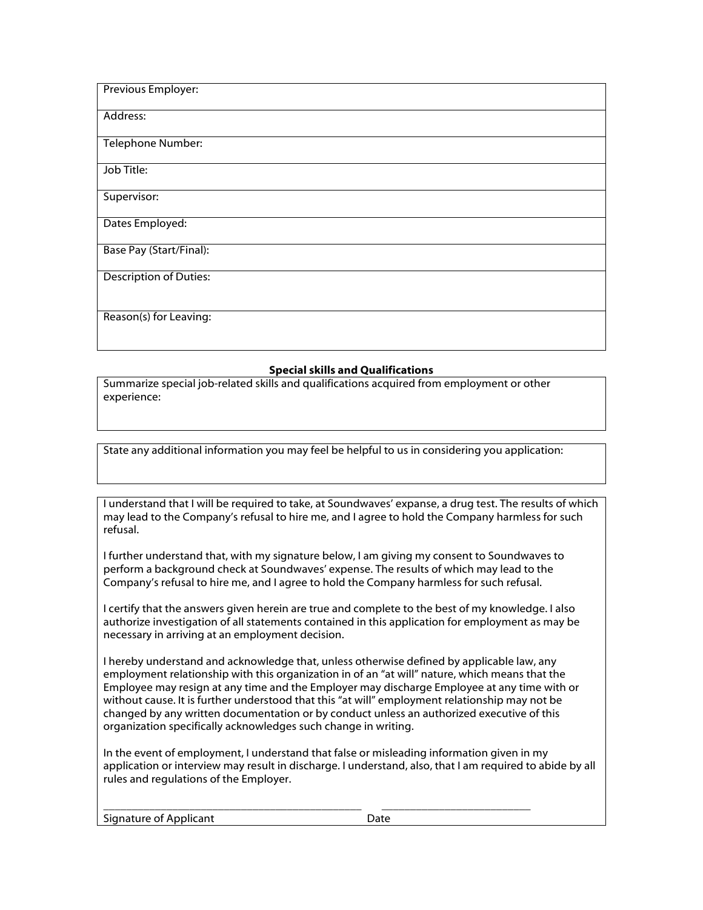| Previous Employer: |
|---|
| Address: |
| Telephone Number: |
| Job Title: |
| Supervisor: |
| Dates Employed: |
| Base Pay (Start/Final): |
| Description of Duties: |
| Reason(s) for Leaving: |

**Special skills and Qualifications**

Summarize special job-related skills and qualifications acquired from employment or other experience:

State any additional information you may feel be helpful to us in considering you application:

I understand that I will be required to take, at Soundwaves' expanse, a drug test. The results of which may lead to the Company's refusal to hire me, and I agree to hold the Company harmless for such refusal.

I further understand that, with my signature below, I am giving my consent to Soundwaves to perform a background check at Soundwaves' expense. The results of which may lead to the Company's refusal to hire me, and I agree to hold the Company harmless for such refusal.

I certify that the answers given herein are true and complete to the best of my knowledge. I also authorize investigation of all statements contained in this application for employment as may be necessary in arriving at an employment decision.

I hereby understand and acknowledge that, unless otherwise defined by applicable law, any employment relationship with this organization in of an "at will" nature, which means that the Employee may resign at any time and the Employer may discharge Employee at any time with or without cause. It is further understood that this "at will" employment relationship may not be changed by any written documentation or by conduct unless an authorized executive of this organization specifically acknowledges such change in writing.

In the event of employment, I understand that false or misleading information given in my application or interview may result in discharge. I understand, also, that I am required to abide by all rules and regulations of the Employer.

_______________________________________________ ___________________________

Signature of Applicant Date